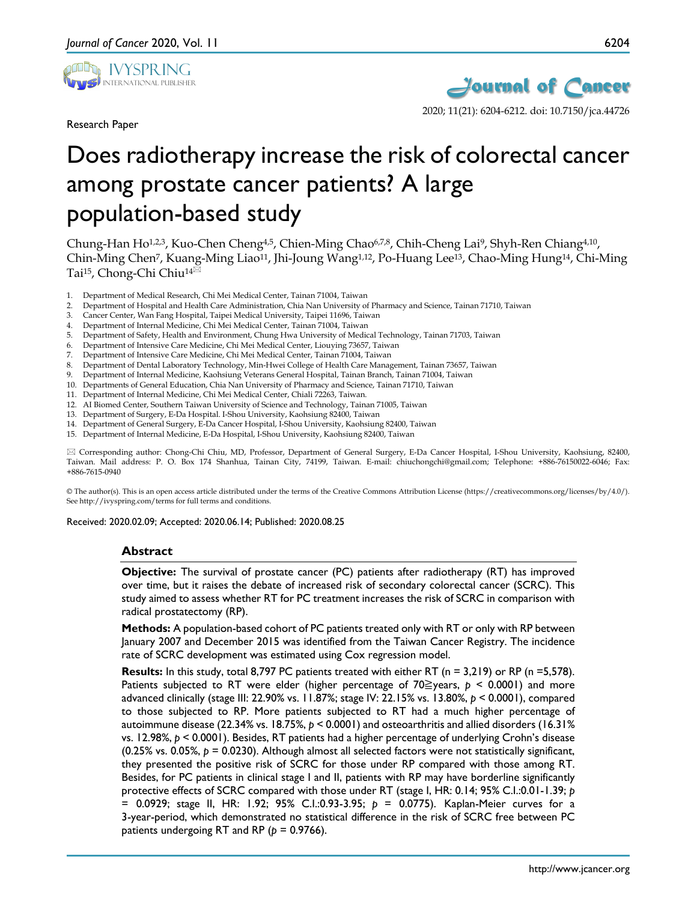Research Paper

# Does radiotherapy increase the risk of colorectal cancer among prostate cancer patients? A large population-based study

Chung-Han Ho[1,2,3], Kuo-Chen Cheng[4,5], Chien-Ming Chao[6,7,8], Chih-Cheng Lai[9], Shyh-Ren Chiang[4,10], Chin-Ming Chen[7], Kuang-Ming Liao[11], Jhi-Joung Wang[1,12], Po-Huang Lee[13], Chao-Ming Hung[14], Chi-Ming Tai[15], Chong-Chi Chiu[14]✉

1. Department of Medical Research, Chi Mei Medical Center, Tainan 71004, Taiwan
2. Department of Hospital and Health Care Administration, Chia Nan University of Pharmacy and Science, Tainan 71710, Taiwan
3. Cancer Center, Wan Fang Hospital, Taipei Medical University, Taipei 11696, Taiwan
4. Department of Internal Medicine, Chi Mei Medical Center, Tainan 71004, Taiwan
5. Department of Safety, Health and Environment, Chung Hwa University of Medical Technology, Tainan 71703, Taiwan
6. Department of Intensive Care Medicine, Chi Mei Medical Center, Liouying 73657, Taiwan
7. Department of Intensive Care Medicine, Chi Mei Medical Center, Tainan 71004, Taiwan
8. Department of Dental Laboratory Technology, Min-Hwei College of Health Care Management, Tainan 73657, Taiwan
9. Department of Internal Medicine, Kaohsiung Veterans General Hospital, Tainan Branch, Tainan 71004, Taiwan
10. Departments of General Education, Chia Nan University of Pharmacy and Science, Tainan 71710, Taiwan
11. Department of Internal Medicine, Chi Mei Medical Center, Chiali 72263, Taiwan.
12. AI Biomed Center, Southern Taiwan University of Science and Technology, Tainan 71005, Taiwan
13. Department of Surgery, E-Da Hospital. I-Shou University, Kaohsiung 82400, Taiwan
14. Department of General Surgery, E-Da Cancer Hospital, I-Shou University, Kaohsiung 82400, Taiwan
15. Department of Internal Medicine, E-Da Hospital, I-Shou University, Kaohsiung 82400, Taiwan

✉ Corresponding author: Chong-Chi Chiu, MD, Professor, Department of General Surgery, E-Da Cancer Hospital, I-Shou University, Kaohsiung, 82400, Taiwan. Mail address: P. O. Box 174 Shanhua, Tainan City, 74199, Taiwan. E-mail: chiuchongchi@gmail.com; Telephone: +886-76150022-6046; Fax: +886-7615-0940

© The author(s). This is an open access article distributed under the terms of the Creative Commons Attribution License (https://creativecommons.org/licenses/by/4.0/). See http://ivyspring.com/terms for full terms and conditions.

Received: 2020.02.09; Accepted: 2020.06.14; Published: 2020.08.25

## Abstract

**Objective:** The survival of prostate cancer (PC) patients after radiotherapy (RT) has improved over time, but it raises the debate of increased risk of secondary colorectal cancer (SCRC). This study aimed to assess whether RT for PC treatment increases the risk of SCRC in comparison with radical prostatectomy (RP).

**Methods:** A population-based cohort of PC patients treated only with RT or only with RP between January 2007 and December 2015 was identified from the Taiwan Cancer Registry. The incidence rate of SCRC development was estimated using Cox regression model.

**Results:** In this study, total 8,797 PC patients treated with either RT (n = 3,219) or RP (n =5,578). Patients subjected to RT were elder (higher percentage of 70≧years, $p < 0.0001$) and more advanced clinically (stage III: 22.90% vs. 11.87%; stage IV: 22.15% vs. 13.80%, $p < 0.0001$), compared to those subjected to RP. More patients subjected to RT had a much higher percentage of autoimmune disease (22.34% vs. 18.75%, $p < 0.0001$) and osteoarthritis and allied disorders (16.31% vs. 12.98%, $p < 0.0001$). Besides, RT patients had a higher percentage of underlying Crohn's disease (0.25% vs. 0.05%, $p = 0.0230$). Although almost all selected factors were not statistically significant, they presented the positive risk of SCRC for those under RP compared with those among RT. Besides, for PC patients in clinical stage I and II, patients with RP may have borderline significantly protective effects of SCRC compared with those under RT (stage I, HR: 0.14; 95% C.I.:0.01-1.39; $p = 0.0929$; stage II, HR: 1.92; 95% C.I.:0.93-3.95; $p = 0.0775$). Kaplan-Meier curves for a 3-year-period, which demonstrated no statistical difference in the risk of SCRC free between PC patients undergoing RT and RP ($p = 0.9766$).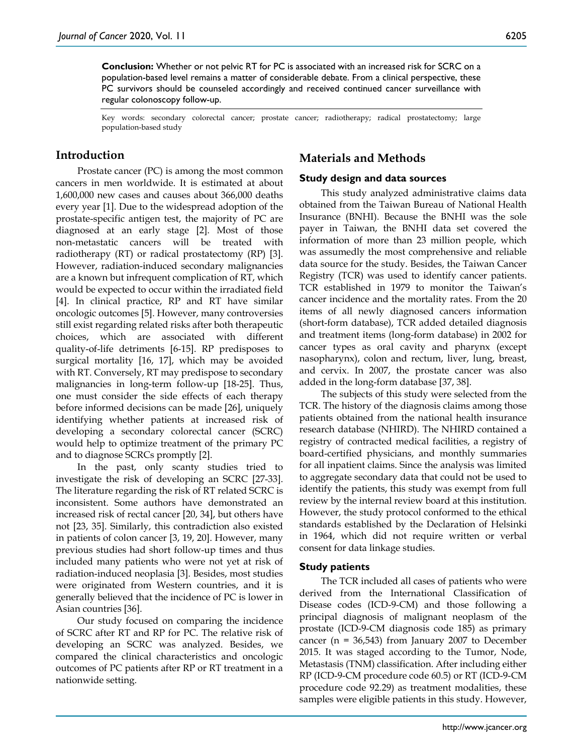**Conclusion:** Whether or not pelvic RT for PC is associated with an increased risk for SCRC on a population-based level remains a matter of considerable debate. From a clinical perspective, these PC survivors should be counseled accordingly and received continued cancer surveillance with regular colonoscopy follow-up.

Key words: secondary colorectal cancer; prostate cancer; radiotherapy; radical prostatectomy; large population-based study

## Introduction

Prostate cancer (PC) is among the most common cancers in men worldwide. It is estimated at about 1,600,000 new cases and causes about 366,000 deaths every year [1]. Due to the widespread adoption of the prostate-specific antigen test, the majority of PC are diagnosed at an early stage [2]. Most of those non-metastatic cancers will be treated with radiotherapy (RT) or radical prostatectomy (RP) [3]. However, radiation-induced secondary malignancies are a known but infrequent complication of RT, which would be expected to occur within the irradiated field [4]. In clinical practice, RP and RT have similar oncologic outcomes [5]. However, many controversies still exist regarding related risks after both therapeutic choices, which are associated with different quality-of-life detriments [6-15]. RP predisposes to surgical mortality [16, 17], which may be avoided with RT. Conversely, RT may predispose to secondary malignancies in long-term follow-up [18-25]. Thus, one must consider the side effects of each therapy before informed decisions can be made [26], uniquely identifying whether patients at increased risk of developing a secondary colorectal cancer (SCRC) would help to optimize treatment of the primary PC and to diagnose SCRCs promptly [2].

In the past, only scanty studies tried to investigate the risk of developing an SCRC [27-33]. The literature regarding the risk of RT related SCRC is inconsistent. Some authors have demonstrated an increased risk of rectal cancer [20, 34], but others have not [23, 35]. Similarly, this contradiction also existed in patients of colon cancer [3, 19, 20]. However, many previous studies had short follow-up times and thus included many patients who were not yet at risk of radiation-induced neoplasia [3]. Besides, most studies were originated from Western countries, and it is generally believed that the incidence of PC is lower in Asian countries [36].

Our study focused on comparing the incidence of SCRC after RT and RP for PC. The relative risk of developing an SCRC was analyzed. Besides, we compared the clinical characteristics and oncologic outcomes of PC patients after RP or RT treatment in a nationwide setting.

## Materials and Methods

### Study design and data sources

This study analyzed administrative claims data obtained from the Taiwan Bureau of National Health Insurance (BNHI). Because the BNHI was the sole payer in Taiwan, the BNHI data set covered the information of more than 23 million people, which was assumedly the most comprehensive and reliable data source for the study. Besides, the Taiwan Cancer Registry (TCR) was used to identify cancer patients. TCR established in 1979 to monitor the Taiwan's cancer incidence and the mortality rates. From the 20 items of all newly diagnosed cancers information (short-form database), TCR added detailed diagnosis and treatment items (long-form database) in 2002 for cancer types as oral cavity and pharynx (except nasopharynx), colon and rectum, liver, lung, breast, and cervix. In 2007, the prostate cancer was also added in the long-form database [37, 38].

The subjects of this study were selected from the TCR. The history of the diagnosis claims among those patients obtained from the national health insurance research database (NHIRD). The NHIRD contained a registry of contracted medical facilities, a registry of board-certified physicians, and monthly summaries for all inpatient claims. Since the analysis was limited to aggregate secondary data that could not be used to identify the patients, this study was exempt from full review by the internal review board at this institution. However, the study protocol conformed to the ethical standards established by the Declaration of Helsinki in 1964, which did not require written or verbal consent for data linkage studies.

### Study patients

The TCR included all cases of patients who were derived from the International Classification of Disease codes (ICD-9-CM) and those following a principal diagnosis of malignant neoplasm of the prostate (ICD-9-CM diagnosis code 185) as primary cancer (n = 36,543) from January 2007 to December 2015. It was staged according to the Tumor, Node, Metastasis (TNM) classification. After including either RP (ICD-9-CM procedure code 60.5) or RT (ICD-9-CM procedure code 92.29) as treatment modalities, these samples were eligible patients in this study. However,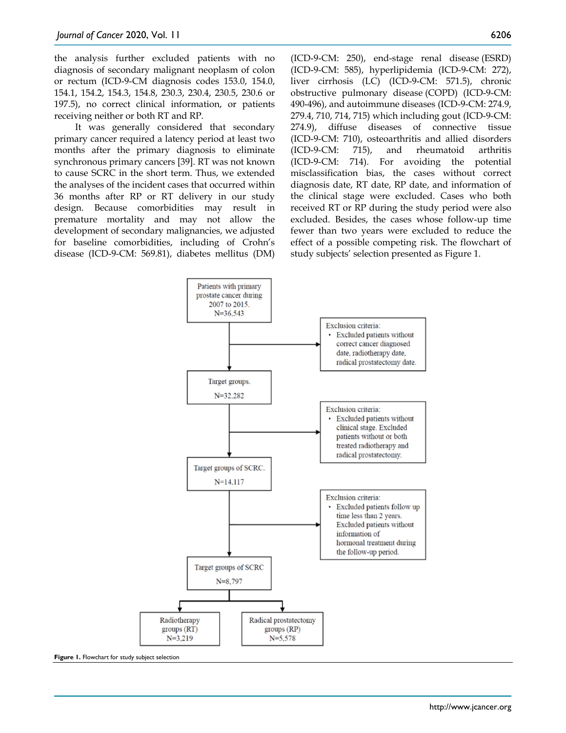the analysis further excluded patients with no diagnosis of secondary malignant neoplasm of colon or rectum (ICD-9-CM diagnosis codes 153.0, 154.0, 154.1, 154.2, 154.3, 154.8, 230.3, 230.4, 230.5, 230.6 or 197.5), no correct clinical information, or patients receiving neither or both RT and RP.

It was generally considered that secondary primary cancer required a latency period at least two months after the primary diagnosis to eliminate synchronous primary cancers [39]. RT was not known to cause SCRC in the short term. Thus, we extended the analyses of the incident cases that occurred within 36 months after RP or RT delivery in our study design. Because comorbidities may result in premature mortality and may not allow the development of secondary malignancies, we adjusted for baseline comorbidities, including of Crohn's disease (ICD-9-CM: 569.81), diabetes mellitus (DM) (ICD-9-CM: 250), end-stage renal disease (ESRD) (ICD-9-CM: 585), hyperlipidemia (ICD-9-CM: 272), liver cirrhosis (LC) (ICD-9-CM: 571.5), chronic obstructive pulmonary disease (COPD) (ICD-9-CM: 490-496), and autoimmune diseases (ICD-9-CM: 274.9, 279.4, 710, 714, 715) which including gout (ICD-9-CM: 274.9), diffuse diseases of connective tissue (ICD-9-CM: 710), osteoarthritis and allied disorders (ICD-9-CM: 715), and rheumatoid arthritis (ICD-9-CM: 714). For avoiding the potential misclassification bias, the cases without correct diagnosis date, RT date, RP date, and information of the clinical stage were excluded. Cases who both received RT or RP during the study period were also excluded. Besides, the cases whose follow-up time fewer than two years were excluded to reduce the effect of a possible competing risk. The flowchart of study subjects' selection presented as Figure 1.

Patients with primary prostate cancer during 2007 to 2015. N=36,543

→ Exclusion criteria:
- Excluded patients without correct cancer diagnosed date, radiotherapy date, radical prostatectomy date.

Target groups. N=32,282

→ Exclusion criteria:
- Excluded patients without clinical stage. Excluded patients without or both treated radiotherapy and radical prostatectomy.

Target groups of SCRC. N=14,117

→ Exclusion criteria:
- Excluded patients follow up time less than 2 years. Excluded patients without information of hormonal treatment during the follow-up period.

Target groups of SCRC N=8,797

Radiotherapy groups (RT) N=3,219 | Radical prostatectomy groups (RP) N=5,578

**Figure 1.** Flowchart for study subject selection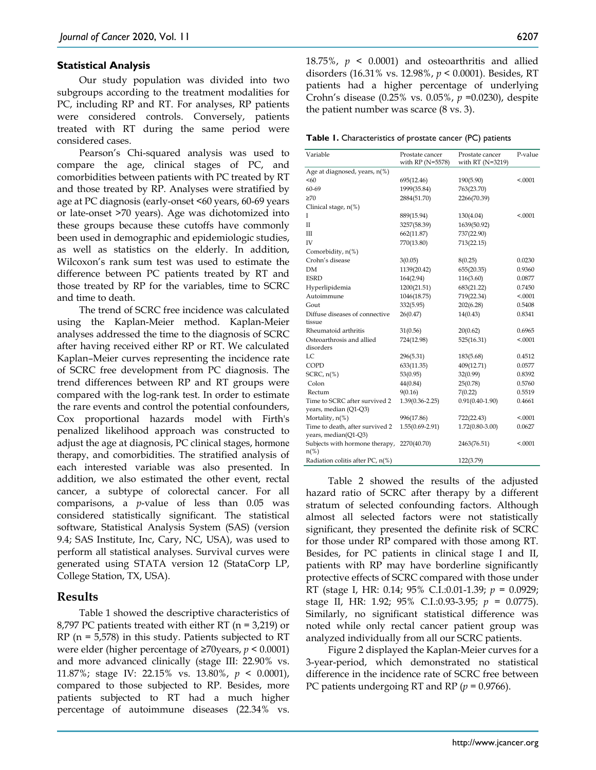**Statistical Analysis**

Our study population was divided into two subgroups according to the treatment modalities for PC, including RP and RT. For analyses, RP patients were considered controls. Conversely, patients treated with RT during the same period were considered cases.

Pearson's Chi-squared analysis was used to compare the age, clinical stages of PC, and comorbidities between patients with PC treated by RT and those treated by RP. Analyses were stratified by age at PC diagnosis (early-onset <60 years, 60-69 years or late-onset >70 years). Age was dichotomized into these groups because these cutoffs have commonly been used in demographic and epidemiologic studies, as well as statistics on the elderly. In addition, Wilcoxon's rank sum test was used to estimate the difference between PC patients treated by RT and those treated by RP for the variables, time to SCRC and time to death.

The trend of SCRC free incidence was calculated using the Kaplan-Meier method. Kaplan-Meier analyses addressed the time to the diagnosis of SCRC after having received either RP or RT. We calculated Kaplan–Meier curves representing the incidence rate of SCRC free development from PC diagnosis. The trend differences between RP and RT groups were compared with the log-rank test. In order to estimate the rare events and control the potential confounders, Cox proportional hazards model with Firth's penalized likelihood approach was constructed to adjust the age at diagnosis, PC clinical stages, hormone therapy, and comorbidities. The stratified analysis of each interested variable was also presented. In addition, we also estimated the other event, rectal cancer, a subtype of colorectal cancer. For all comparisons, a *p*-value of less than 0.05 was considered statistically significant. The statistical software, Statistical Analysis System (SAS) (version 9.4; SAS Institute, Inc, Cary, NC, USA), was used to perform all statistical analyses. Survival curves were generated using STATA version 12 (StataCorp LP, College Station, TX, USA).

## Results

Table 1 showed the descriptive characteristics of 8,797 PC patients treated with either RT (n = 3,219) or RP (n = 5,578) in this study. Patients subjected to RT were elder (higher percentage of ≥70years, $p < 0.0001$) and more advanced clinically (stage III: 22.90% vs. 11.87%; stage IV: 22.15% vs. 13.80%, $p < 0.0001$), compared to those subjected to RP. Besides, more patients subjected to RT had a much higher percentage of autoimmune diseases (22.34% vs. 18.75%, $p < 0.0001$) and osteoarthritis and allied disorders (16.31% vs. 12.98%, $p < 0.0001$). Besides, RT patients had a higher percentage of underlying Crohn's disease (0.25% vs. 0.05%, $p = 0.0230$), despite the patient number was scarce (8 vs. 3).

**Table 1.** Characteristics of prostate cancer (PC) patients

| Variable | Prostate cancer with RP (N=5578) | Prostate cancer with RT (N=3219) | P-value |
|---|---|---|---|
| Age at diagnosed, years, n(%) | | | |
| <60 | 695(12.46) | 190(5.90) | <.0001 |
| 60-69 | 1999(35.84) | 763(23.70) | |
| ≥70 | 2884(51.70) | 2266(70.39) | |
| Clinical stage, n(%) | | | |
| I | 889(15.94) | 130(4.04) | <.0001 |
| II | 3257(58.39) | 1639(50.92) | |
| III | 662(11.87) | 737(22.90) | |
| IV | 770(13.80) | 713(22.15) | |
| Comorbidity, n(%) | | | |
| Crohn's disease | 3(0.05) | 8(0.25) | 0.0230 |
| DM | 1139(20.42) | 655(20.35) | 0.9360 |
| ESRD | 164(2.94) | 116(3.60) | 0.0877 |
| Hyperlipidemia | 1200(21.51) | 683(21.22) | 0.7450 |
| Autoimmune | 1046(18.75) | 719(22.34) | <.0001 |
| Gout | 332(5.95) | 202(6.28) | 0.5408 |
| Diffuse diseases of connective tissue | 26(0.47) | 14(0.43) | 0.8341 |
| Rheumatoid arthritis | 31(0.56) | 20(0.62) | 0.6965 |
| Osteoarthrosis and allied disorders | 724(12.98) | 525(16.31) | <.0001 |
| LC | 296(5.31) | 183(5.68) | 0.4512 |
| COPD | 633(11.35) | 409(12.71) | 0.0577 |
| SCRC, n(%) | 53(0.95) | 32(0.99) | 0.8392 |
| Colon | 44(0.84) | 25(0.78) | 0.5760 |
| Rectum | 9(0.16) | 7(0.22) | 0.5519 |
| Time to SCRC after survived 2 years, median (Q1-Q3) | 1.39(0.36-2.25) | 0.91(0.40-1.90) | 0.4661 |
| Mortality, n(%) | 996(17.86) | 722(22.43) | <.0001 |
| Time to death, after survived 2 years, median(Q1-Q3) | 1.55(0.69-2.91) | 1.72(0.80-3.00) | 0.0627 |
| Subjects with hormone therapy, n(%) | 2270(40.70) | 2463(76.51) | <.0001 |
| Radiation colitis after PC, n(%) | | 122(3.79) | |

Table 2 showed the results of the adjusted hazard ratio of SCRC after therapy by a different stratum of selected confounding factors. Although almost all selected factors were not statistically significant, they presented the definite risk of SCRC for those under RP compared with those among RT. Besides, for PC patients in clinical stage I and II, patients with RP may have borderline significantly protective effects of SCRC compared with those under RT (stage I, HR: 0.14; 95% C.I.:0.01-1.39; $p = 0.0929$; stage II, HR: 1.92; 95% C.I.:0.93-3.95; $p = 0.0775$). Similarly, no significant statistical difference was noted while only rectal cancer patient group was analyzed individually from all our SCRC patients.

Figure 2 displayed the Kaplan-Meier curves for a 3-year-period, which demonstrated no statistical difference in the incidence rate of SCRC free between PC patients undergoing RT and RP ($p = 0.9766$).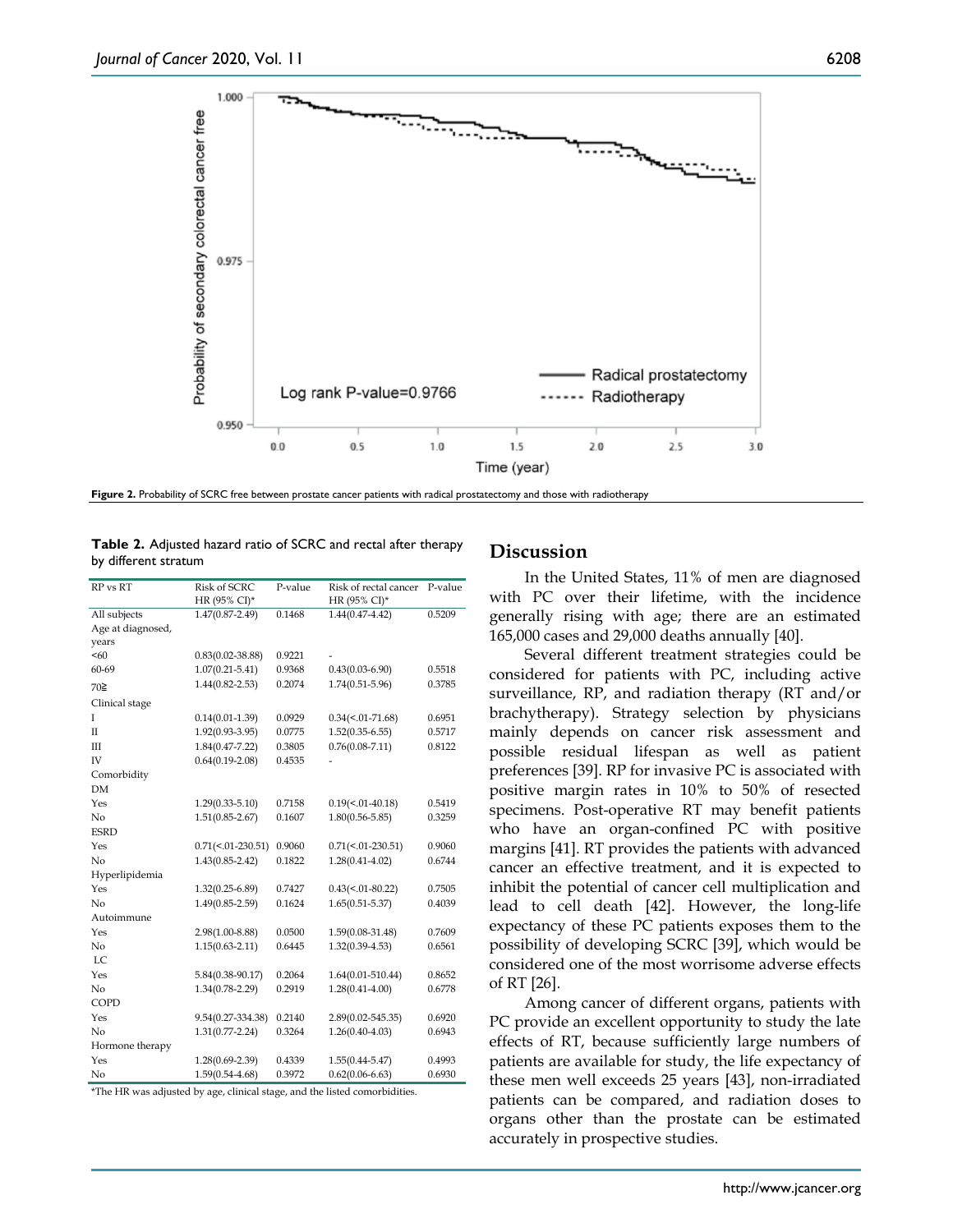Figure 2. Probability of SCRC free between prostate cancer patients with radical prostatectomy and those with radiotherapy

**Table 2.** Adjusted hazard ratio of SCRC and rectal after therapy by different stratum

| RP vs RT | Risk of SCRC HR (95% CI)* | P-value | Risk of rectal cancer HR (95% CI)* | P-value |
|---|---|---|---|---|
| All subjects | 1.47(0.87-2.49) | 0.1468 | 1.44(0.47-4.42) | 0.5209 |
| Age at diagnosed, years | | | | |
| <60 | 0.83(0.02-38.88) | 0.9221 | - | |
| 60-69 | 1.07(0.21-5.41) | 0.9368 | 0.43(0.03-6.90) | 0.5518 |
| 70≧ | 1.44(0.82-2.53) | 0.2074 | 1.74(0.51-5.96) | 0.3785 |
| Clinical stage | | | | |
| I | 0.14(0.01-1.39) | 0.0929 | 0.34(<.01-71.68) | 0.6951 |
| II | 1.92(0.93-3.95) | 0.0775 | 1.52(0.35-6.55) | 0.5717 |
| III | 1.84(0.47-7.22) | 0.3805 | 0.76(0.08-7.11) | 0.8122 |
| IV | 0.64(0.19-2.08) | 0.4535 | - | |
| Comorbidity | | | | |
| DM | | | | |
| Yes | 1.29(0.33-5.10) | 0.7158 | 0.19(<.01-40.18) | 0.5419 |
| No | 1.51(0.85-2.67) | 0.1607 | 1.80(0.56-5.85) | 0.3259 |
| ESRD | | | | |
| Yes | 0.71(<.01-230.51) | 0.9060 | 0.71(<.01-230.51) | 0.9060 |
| No | 1.43(0.85-2.42) | 0.1822 | 1.28(0.41-4.02) | 0.6744 |
| Hyperlipidemia | | | | |
| Yes | 1.32(0.25-6.89) | 0.7427 | 0.43(<.01-80.22) | 0.7505 |
| No | 1.49(0.85-2.59) | 0.1624 | 1.65(0.51-5.37) | 0.4039 |
| Autoimmune | | | | |
| Yes | 2.98(1.00-8.88) | 0.0500 | 1.59(0.08-31.48) | 0.7609 |
| No | 1.15(0.63-2.11) | 0.6445 | 1.32(0.39-4.53) | 0.6561 |
| LC | | | | |
| Yes | 5.84(0.38-90.17) | 0.2064 | 1.64(0.01-510.44) | 0.8652 |
| No | 1.34(0.78-2.29) | 0.2919 | 1.28(0.41-4.00) | 0.6778 |
| COPD | | | | |
| Yes | 9.54(0.27-334.38) | 0.2140 | 2.89(0.02-545.35) | 0.6920 |
| No | 1.31(0.77-2.24) | 0.3264 | 1.26(0.40-4.03) | 0.6943 |
| Hormone therapy | | | | |
| Yes | 1.28(0.69-2.39) | 0.4339 | 1.55(0.44-5.47) | 0.4993 |
| No | 1.59(0.54-4.68) | 0.3972 | 0.62(0.06-6.63) | 0.6930 |

*The HR was adjusted by age, clinical stage, and the listed comorbidities.

## Discussion

In the United States, 11% of men are diagnosed with PC over their lifetime, with the incidence generally rising with age; there are an estimated 165,000 cases and 29,000 deaths annually [40].

Several different treatment strategies could be considered for patients with PC, including active surveillance, RP, and radiation therapy (RT and/or brachytherapy). Strategy selection by physicians mainly depends on cancer risk assessment and possible residual lifespan as well as patient preferences [39]. RP for invasive PC is associated with positive margin rates in 10% to 50% of resected specimens. Post-operative RT may benefit patients who have an organ-confined PC with positive margins [41]. RT provides the patients with advanced cancer an effective treatment, and it is expected to inhibit the potential of cancer cell multiplication and lead to cell death [42]. However, the long-life expectancy of these PC patients exposes them to the possibility of developing SCRC [39], which would be considered one of the most worrisome adverse effects of RT [26].

Among cancer of different organs, patients with PC provide an excellent opportunity to study the late effects of RT, because sufficiently large numbers of patients are available for study, the life expectancy of these men well exceeds 25 years [43], non-irradiated patients can be compared, and radiation doses to organs other than the prostate can be estimated accurately in prospective studies.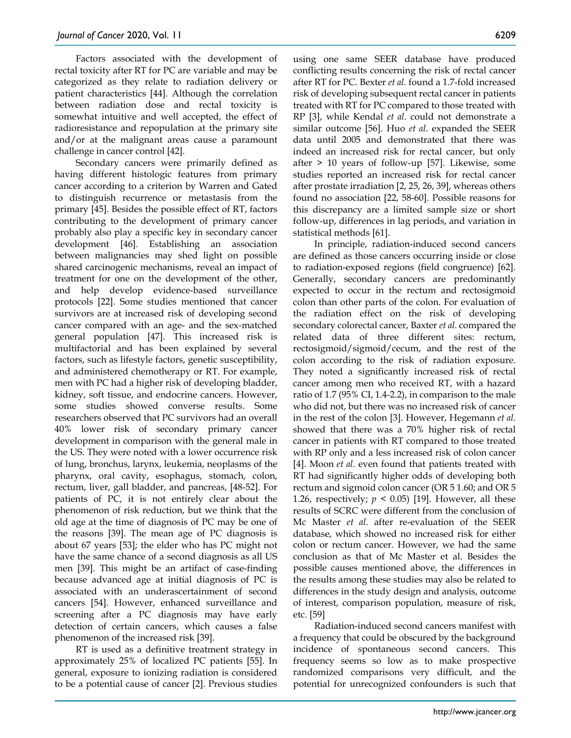Factors associated with the development of rectal toxicity after RT for PC are variable and may be categorized as they relate to radiation delivery or patient characteristics [44]. Although the correlation between radiation dose and rectal toxicity is somewhat intuitive and well accepted, the effect of radioresistance and repopulation at the primary site and/or at the malignant areas cause a paramount challenge in cancer control [42].

Secondary cancers were primarily defined as having different histologic features from primary cancer according to a criterion by Warren and Gated to distinguish recurrence or metastasis from the primary [45]. Besides the possible effect of RT, factors contributing to the development of primary cancer probably also play a specific key in secondary cancer development [46]. Establishing an association between malignancies may shed light on possible shared carcinogenic mechanisms, reveal an impact of treatment for one on the development of the other, and help develop evidence-based surveillance protocols [22]. Some studies mentioned that cancer survivors are at increased risk of developing second cancer compared with an age- and the sex-matched general population [47]. This increased risk is multifactorial and has been explained by several factors, such as lifestyle factors, genetic susceptibility, and administered chemotherapy or RT. For example, men with PC had a higher risk of developing bladder, kidney, soft tissue, and endocrine cancers. However, some studies showed converse results. Some researchers observed that PC survivors had an overall 40% lower risk of secondary primary cancer development in comparison with the general male in the US. They were noted with a lower occurrence risk of lung, bronchus, larynx, leukemia, neoplasms of the pharynx, oral cavity, esophagus, stomach, colon, rectum, liver, gall bladder, and pancreas, [48-52]. For patients of PC, it is not entirely clear about the phenomenon of risk reduction, but we think that the old age at the time of diagnosis of PC may be one of the reasons [39]. The mean age of PC diagnosis is about 67 years [53]; the elder who has PC might not have the same chance of a second diagnosis as all US men [39]. This might be an artifact of case-finding because advanced age at initial diagnosis of PC is associated with an underascertainment of second cancers [54]. However, enhanced surveillance and screening after a PC diagnosis may have early detection of certain cancers, which causes a false phenomenon of the increased risk [39].

RT is used as a definitive treatment strategy in approximately 25% of localized PC patients [55]. In general, exposure to ionizing radiation is considered to be a potential cause of cancer [2]. Previous studies using one same SEER database have produced conflicting results concerning the risk of rectal cancer after RT for PC. Bexter *et al.* found a 1.7-fold increased risk of developing subsequent rectal cancer in patients treated with RT for PC compared to those treated with RP [3], while Kendal *et al*. could not demonstrate a similar outcome [56]. Huo *et al*. expanded the SEER data until 2005 and demonstrated that there was indeed an increased risk for rectal cancer, but only after > 10 years of follow-up [57]. Likewise, some studies reported an increased risk for rectal cancer after prostate irradiation [2, 25, 26, 39], whereas others found no association [22, 58-60]. Possible reasons for this discrepancy are a limited sample size or short follow-up, differences in lag periods, and variation in statistical methods [61].

In principle, radiation-induced second cancers are defined as those cancers occurring inside or close to radiation-exposed regions (field congruence) [62]. Generally, secondary cancers are predominantly expected to occur in the rectum and rectosigmoid colon than other parts of the colon. For evaluation of the radiation effect on the risk of developing secondary colorectal cancer, Baxter *et al.* compared the related data of three different sites: rectum, rectosigmoid/sigmoid/cecum, and the rest of the colon according to the risk of radiation exposure. They noted a significantly increased risk of rectal cancer among men who received RT, with a hazard ratio of 1.7 (95% CI, 1.4-2.2), in comparison to the male who did not, but there was no increased risk of cancer in the rest of the colon [3]. However, Hegemann *et al*. showed that there was a 70% higher risk of rectal cancer in patients with RT compared to those treated with RP only and a less increased risk of colon cancer [4]. Moon *et al*. even found that patients treated with RT had significantly higher odds of developing both rectum and sigmoid colon cancer (OR 5 1.60; and OR 5 1.26, respectively; $p < 0.05$) [19]. However, all these results of SCRC were different from the conclusion of Mc Master *et al*. after re-evaluation of the SEER database, which showed no increased risk for either colon or rectum cancer. However, we had the same conclusion as that of Mc Master et al. Besides the possible causes mentioned above, the differences in the results among these studies may also be related to differences in the study design and analysis, outcome of interest, comparison population, measure of risk, etc. [59]

Radiation-induced second cancers manifest with a frequency that could be obscured by the background incidence of spontaneous second cancers. This frequency seems so low as to make prospective randomized comparisons very difficult, and the potential for unrecognized confounders is such that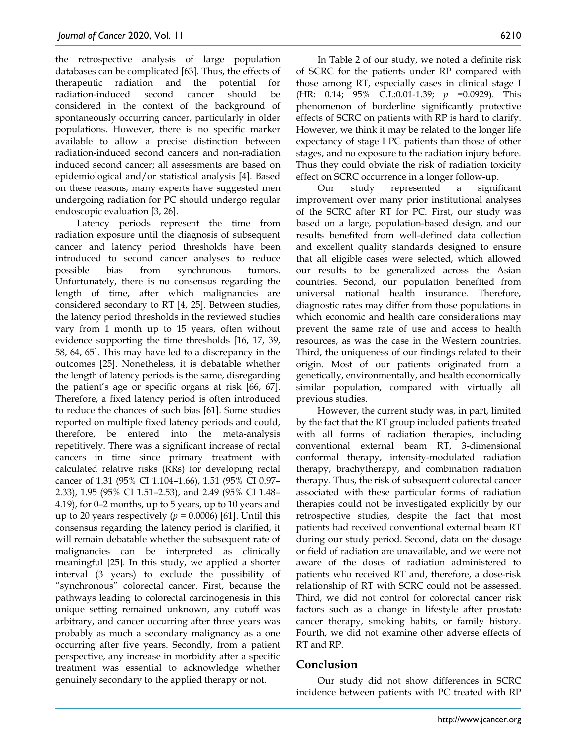the retrospective analysis of large population databases can be complicated [63]. Thus, the effects of therapeutic radiation and the potential for radiation-induced second cancer should be considered in the context of the background of spontaneously occurring cancer, particularly in older populations. However, there is no specific marker available to allow a precise distinction between radiation-induced second cancers and non-radiation induced second cancer; all assessments are based on epidemiological and/or statistical analysis [4]. Based on these reasons, many experts have suggested men undergoing radiation for PC should undergo regular endoscopic evaluation [3, 26].

Latency periods represent the time from radiation exposure until the diagnosis of subsequent cancer and latency period thresholds have been introduced to second cancer analyses to reduce possible bias from synchronous tumors. Unfortunately, there is no consensus regarding the length of time, after which malignancies are considered secondary to RT [4, 25]. Between studies, the latency period thresholds in the reviewed studies vary from 1 month up to 15 years, often without evidence supporting the time thresholds [16, 17, 39, 58, 64, 65]. This may have led to a discrepancy in the outcomes [25]. Nonetheless, it is debatable whether the length of latency periods is the same, disregarding the patient's age or specific organs at risk [66, 67]. Therefore, a fixed latency period is often introduced to reduce the chances of such bias [61]. Some studies reported on multiple fixed latency periods and could, therefore, be entered into the meta-analysis repetitively. There was a significant increase of rectal cancers in time since primary treatment with calculated relative risks (RRs) for developing rectal cancer of 1.31 (95% CI 1.104–1.66), 1.51 (95% CI 0.97–2.33), 1.95 (95% CI 1.51–2.53), and 2.49 (95% CI 1.48–4.19), for 0–2 months, up to 5 years, up to 10 years and up to 20 years respectively ($p$ = 0.0006) [61]. Until this consensus regarding the latency period is clarified, it will remain debatable whether the subsequent rate of malignancies can be interpreted as clinically meaningful [25]. In this study, we applied a shorter interval (3 years) to exclude the possibility of "synchronous" colorectal cancer. First, because the pathways leading to colorectal carcinogenesis in this unique setting remained unknown, any cutoff was arbitrary, and cancer occurring after three years was probably as much a secondary malignancy as a one occurring after five years. Secondly, from a patient perspective, any increase in morbidity after a specific treatment was essential to acknowledge whether genuinely secondary to the applied therapy or not.

In Table 2 of our study, we noted a definite risk of SCRC for the patients under RP compared with those among RT, especially cases in clinical stage I (HR: 0.14; 95% C.I.:0.01-1.39; $p$ =0.0929). This phenomenon of borderline significantly protective effects of SCRC on patients with RP is hard to clarify. However, we think it may be related to the longer life expectancy of stage I PC patients than those of other stages, and no exposure to the radiation injury before. Thus they could obviate the risk of radiation toxicity effect on SCRC occurrence in a longer follow-up.

Our study represented a significant improvement over many prior institutional analyses of the SCRC after RT for PC. First, our study was based on a large, population-based design, and our results benefited from well-defined data collection and excellent quality standards designed to ensure that all eligible cases were selected, which allowed our results to be generalized across the Asian countries. Second, our population benefited from universal national health insurance. Therefore, diagnostic rates may differ from those populations in which economic and health care considerations may prevent the same rate of use and access to health resources, as was the case in the Western countries. Third, the uniqueness of our findings related to their origin. Most of our patients originated from a genetically, environmentally, and health economically similar population, compared with virtually all previous studies.

However, the current study was, in part, limited by the fact that the RT group included patients treated with all forms of radiation therapies, including conventional external beam RT, 3-dimensional conformal therapy, intensity-modulated radiation therapy, brachytherapy, and combination radiation therapy. Thus, the risk of subsequent colorectal cancer associated with these particular forms of radiation therapies could not be investigated explicitly by our retrospective studies, despite the fact that most patients had received conventional external beam RT during our study period. Second, data on the dosage or field of radiation are unavailable, and we were not aware of the doses of radiation administered to patients who received RT and, therefore, a dose-risk relationship of RT with SCRC could not be assessed. Third, we did not control for colorectal cancer risk factors such as a change in lifestyle after prostate cancer therapy, smoking habits, or family history. Fourth, we did not examine other adverse effects of RT and RP.

## Conclusion

Our study did not show differences in SCRC incidence between patients with PC treated with RP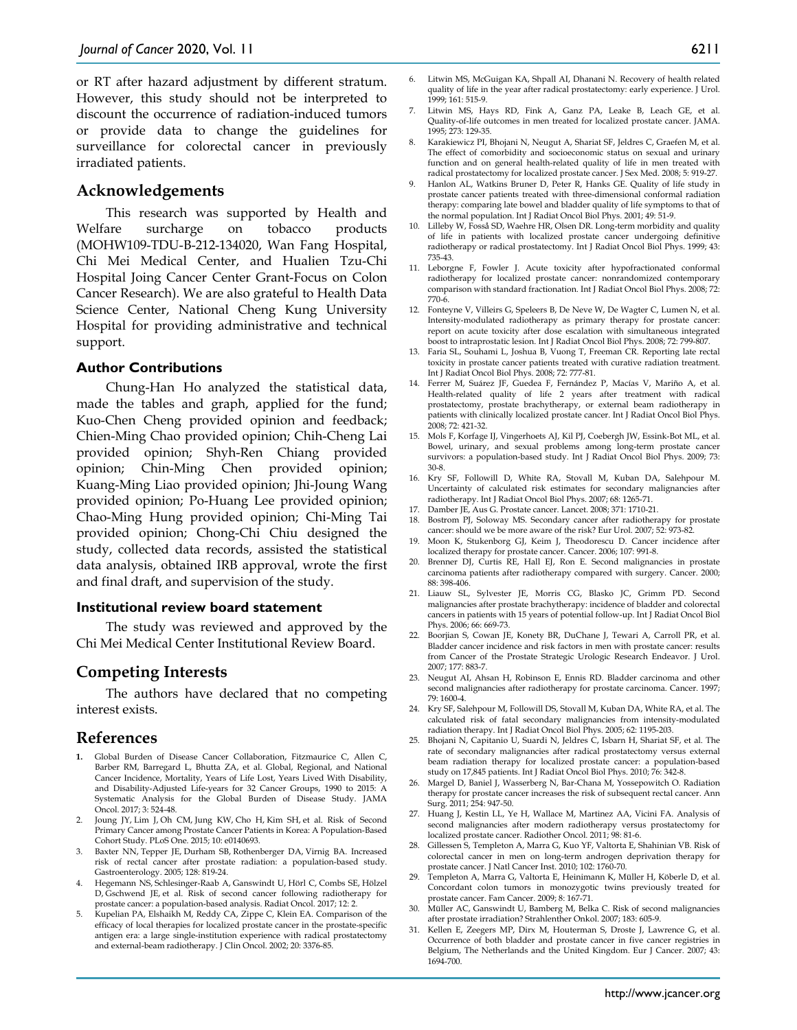or RT after hazard adjustment by different stratum. However, this study should not be interpreted to discount the occurrence of radiation-induced tumors or provide data to change the guidelines for surveillance for colorectal cancer in previously irradiated patients.

## Acknowledgements

This research was supported by Health and Welfare surcharge on tobacco products (MOHW109-TDU-B-212-134020, Wan Fang Hospital, Chi Mei Medical Center, and Hualien Tzu-Chi Hospital Joing Cancer Center Grant-Focus on Colon Cancer Research). We are also grateful to Health Data Science Center, National Cheng Kung University Hospital for providing administrative and technical support.

### Author Contributions

Chung-Han Ho analyzed the statistical data, made the tables and graph, applied for the fund; Kuo-Chen Cheng provided opinion and feedback; Chien-Ming Chao provided opinion; Chih-Cheng Lai provided opinion; Shyh-Ren Chiang provided opinion; Chin-Ming Chen provided opinion; Kuang-Ming Liao provided opinion; Jhi-Joung Wang provided opinion; Po-Huang Lee provided opinion; Chao-Ming Hung provided opinion; Chi-Ming Tai provided opinion; Chong-Chi Chiu designed the study, collected data records, assisted the statistical data analysis, obtained IRB approval, wrote the first and final draft, and supervision of the study.

### Institutional review board statement

The study was reviewed and approved by the Chi Mei Medical Center Institutional Review Board.

## Competing Interests

The authors have declared that no competing interest exists.

## References

1. Global Burden of Disease Cancer Collaboration, Fitzmaurice C, Allen C, Barber RM, Barregard L, Bhutta ZA, et al. Global, Regional, and National Cancer Incidence, Mortality, Years of Life Lost, Years Lived With Disability, and Disability-Adjusted Life-years for 32 Cancer Groups, 1990 to 2015: A Systematic Analysis for the Global Burden of Disease Study. JAMA Oncol. 2017; 3: 524-48.
2. Joung JY, Lim J, Oh CM, Jung KW, Cho H, Kim SH, et al. Risk of Second Primary Cancer among Prostate Cancer Patients in Korea: A Population-Based Cohort Study. PLoS One. 2015; 10: e0140693.
3. Baxter NN, Tepper JE, Durham SB, Rothenberger DA, Virnig BA. Increased risk of rectal cancer after prostate radiation: a population-based study. Gastroenterology. 2005; 128: 819-24.
4. Hegemann NS, Schlesinger-Raab A, Ganswindt U, Hörl C, Combs SE, Hölzel D, Gschwend JE, et al. Risk of second cancer following radiotherapy for prostate cancer: a population-based analysis. Radiat Oncol. 2017; 12: 2.
5. Kupelian PA, Elshaikh M, Reddy CA, Zippe C, Klein EA. Comparison of the efficacy of local therapies for localized prostate cancer in the prostate-specific antigen era: a large single-institution experience with radical prostatectomy and external-beam radiotherapy. J Clin Oncol. 2002; 20: 3376-85.
6. Litwin MS, McGuigan KA, Shpall AI, Dhanani N. Recovery of health related quality of life in the year after radical prostatectomy: early experience. J Urol. 1999; 161: 515-9.
7. Litwin MS, Hays RD, Fink A, Ganz PA, Leake B, Leach GE, et al. Quality-of-life outcomes in men treated for localized prostate cancer. JAMA. 1995; 273: 129-35.
8. Karakiewicz PI, Bhojani N, Neugut A, Shariat SF, Jeldres C, Graefen M, et al. The effect of comorbidity and socioeconomic status on sexual and urinary function and on general health-related quality of life in men treated with radical prostatectomy for localized prostate cancer. J Sex Med. 2008; 5: 919-27.
9. Hanlon AL, Watkins Bruner D, Peter R, Hanks GE. Quality of life study in prostate cancer patients treated with three-dimensional conformal radiation therapy: comparing late bowel and bladder quality of life symptoms to that of the normal population. Int J Radiat Oncol Biol Phys. 2001; 49: 51-9.
10. Lilleby W, Fosså SD, Waehre HR, Olsen DR. Long-term morbidity and quality of life in patients with localized prostate cancer undergoing definitive radiotherapy or radical prostatectomy. Int J Radiat Oncol Biol Phys. 1999; 43: 735-43.
11. Leborgne F, Fowler J. Acute toxicity after hypofractionated conformal radiotherapy for localized prostate cancer: nonrandomized contemporary comparison with standard fractionation. Int J Radiat Oncol Biol Phys. 2008; 72: 770-6.
12. Fonteyne V, Villeirs G, Speleers B, De Neve W, De Wagter C, Lumen N, et al. Intensity-modulated radiotherapy as primary therapy for prostate cancer: report on acute toxicity after dose escalation with simultaneous integrated boost to intraprostatic lesion. Int J Radiat Oncol Biol Phys. 2008; 72: 799-807.
13. Faria SL, Souhami L, Joshua B, Vuong T, Freeman CR. Reporting late rectal toxicity in prostate cancer patients treated with curative radiation treatment. Int J Radiat Oncol Biol Phys. 2008; 72: 777-81.
14. Ferrer M, Suárez JF, Guedea F, Fernández P, Macías V, Mariño A, et al. Health-related quality of life 2 years after treatment with radical prostatectomy, prostate brachytherapy, or external beam radiotherapy in patients with clinically localized prostate cancer. Int J Radiat Oncol Biol Phys. 2008; 72: 421-32.
15. Mols F, Korfage IJ, Vingerhoets AJ, Kil PJ, Coebergh JW, Essink-Bot ML, et al. Bowel, urinary, and sexual problems among long-term prostate cancer survivors: a population-based study. Int J Radiat Oncol Biol Phys. 2009; 73: 30-8.
16. Kry SF, Followill D, White RA, Stovall M, Kuban DA, Salehpour M. Uncertainty of calculated risk estimates for secondary malignancies after radiotherapy. Int J Radiat Oncol Biol Phys. 2007; 68: 1265-71.
17. Damber JE, Aus G. Prostate cancer. Lancet. 2008; 371: 1710-21.
18. Bostrom PJ, Soloway MS. Secondary cancer after radiotherapy for prostate cancer: should we be more aware of the risk? Eur Urol. 2007; 52: 973-82.
19. Moon K, Stukenborg GJ, Keim J, Theodorescu D. Cancer incidence after localized therapy for prostate cancer. Cancer. 2006; 107: 991-8.
20. Brenner DJ, Curtis RE, Hall EJ, Ron E. Second malignancies in prostate carcinoma patients after radiotherapy compared with surgery. Cancer. 2000; 88: 398-406.
21. Liauw SL, Sylvester JE, Morris CG, Blasko JC, Grimm PD. Second malignancies after prostate brachytherapy: incidence of bladder and colorectal cancers in patients with 15 years of potential follow-up. Int J Radiat Oncol Biol Phys. 2006; 66: 669-73.
22. Boorjian S, Cowan JE, Konety BR, DuChane J, Tewari A, Carroll PR, et al. Bladder cancer incidence and risk factors in men with prostate cancer: results from Cancer of the Prostate Strategic Urologic Research Endeavor. J Urol. 2007; 177: 883-7.
23. Neugut AI, Ahsan H, Robinson E, Ennis RD. Bladder carcinoma and other second malignancies after radiotherapy for prostate carcinoma. Cancer. 1997; 79: 1600-4.
24. Kry SF, Salehpour M, Followill DS, Stovall M, Kuban DA, White RA, et al. The calculated risk of fatal secondary malignancies from intensity-modulated radiation therapy. Int J Radiat Oncol Biol Phys. 2005; 62: 1195-203.
25. Bhojani N, Capitanio U, Suardi N, Jeldres C, Isbarn H, Shariat SF, et al. The rate of secondary malignancies after radical prostatectomy versus external beam radiation therapy for localized prostate cancer: a population-based study on 17,845 patients. Int J Radiat Oncol Biol Phys. 2010; 76: 342-8.
26. Margel D, Baniel J, Wasserberg N, Bar-Chana M, Yossepowitch O. Radiation therapy for prostate cancer increases the risk of subsequent rectal cancer. Ann Surg. 2011; 254: 947-50.
27. Huang J, Kestin LL, Ye H, Wallace M, Martinez AA, Vicini FA. Analysis of second malignancies after modern radiotherapy versus prostatectomy for localized prostate cancer. Radiother Oncol. 2011; 98: 81-6.
28. Gillessen S, Templeton A, Marra G, Kuo YF, Valtorta E, Shahinian VB. Risk of colorectal cancer in men on long-term androgen deprivation therapy for prostate cancer. J Natl Cancer Inst. 2010; 102: 1760-70.
29. Templeton A, Marra G, Valtorta E, Heinimann K, Müller H, Köberle D, et al. Concordant colon tumors in monozygotic twins previously treated for prostate cancer. Fam Cancer. 2009; 8: 167-71.
30. Müller AC, Ganswindt U, Bamberg M, Belka C. Risk of second malignancies after prostate irradiation? Strahlenther Onkol. 2007; 183: 605-9.
31. Kellen E, Zeegers MP, Dirx M, Houterman S, Droste J, Lawrence G, et al. Occurrence of both bladder and prostate cancer in five cancer registries in Belgium, The Netherlands and the United Kingdom. Eur J Cancer. 2007; 43: 1694-700.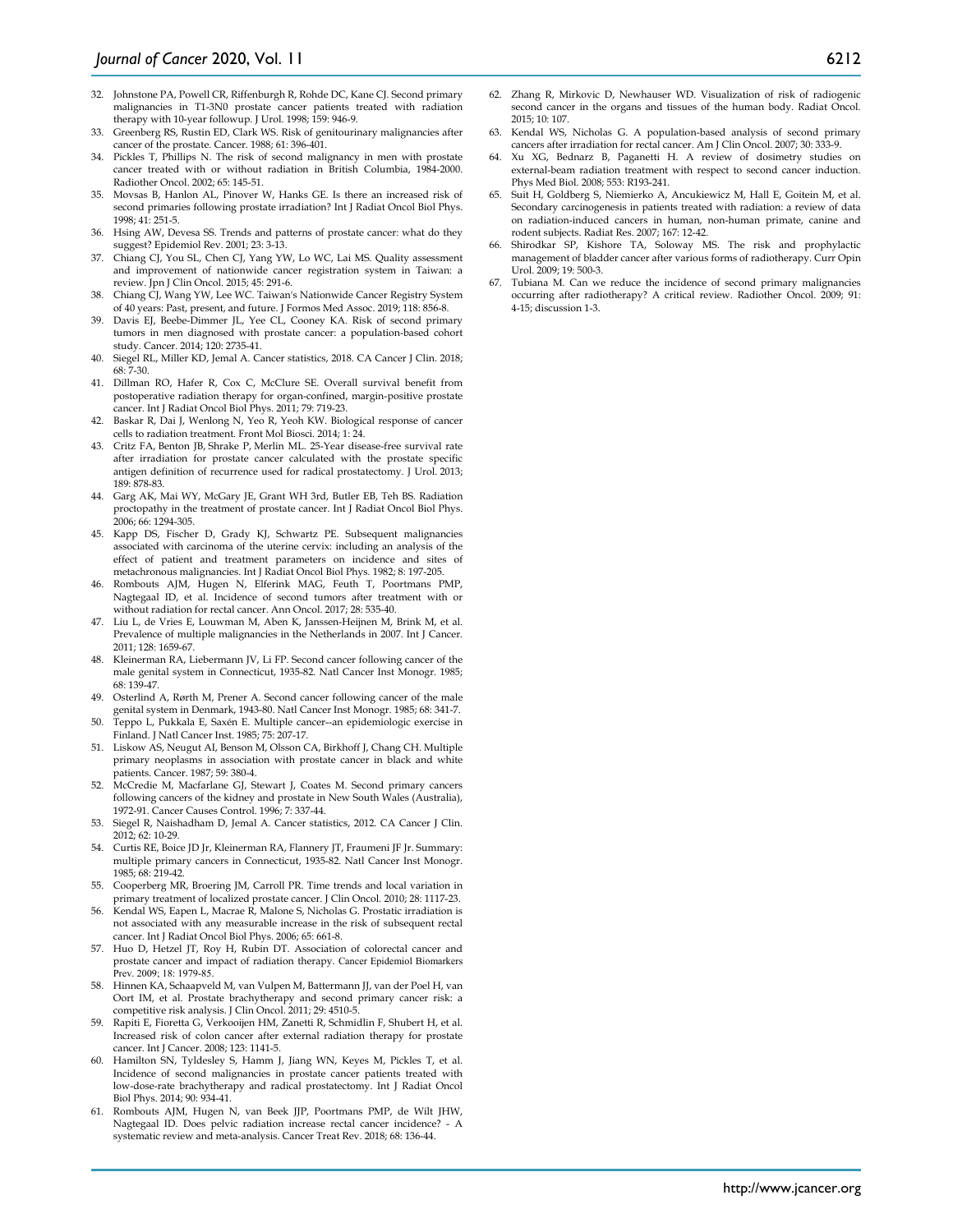32. Johnstone PA, Powell CR, Riffenburgh R, Rohde DC, Kane CJ. Second primary malignancies in T1-3N0 prostate cancer patients treated with radiation therapy with 10-year followup. J Urol. 1998; 159: 946-9.
33. Greenberg RS, Rustin ED, Clark WS. Risk of genitourinary malignancies after cancer of the prostate. Cancer. 1988; 61: 396-401.
34. Pickles T, Phillips N. The risk of second malignancy in men with prostate cancer treated with or without radiation in British Columbia, 1984-2000. Radiother Oncol. 2002; 65: 145-51.
35. Movsas B, Hanlon AL, Pinover W, Hanks GE. Is there an increased risk of second primaries following prostate irradiation? Int J Radiat Oncol Biol Phys. 1998; 41: 251-5.
36. Hsing AW, Devesa SS. Trends and patterns of prostate cancer: what do they suggest? Epidemiol Rev. 2001; 23: 3-13.
37. Chiang CJ, You SL, Chen CJ, Yang YW, Lo WC, Lai MS. Quality assessment and improvement of nationwide cancer registration system in Taiwan: a review. Jpn J Clin Oncol. 2015; 45: 291-6.
38. Chiang CJ, Wang YW, Lee WC. Taiwan's Nationwide Cancer Registry System of 40 years: Past, present, and future. J Formos Med Assoc. 2019; 118: 856-8.
39. Davis EJ, Beebe-Dimmer JL, Yee CL, Cooney KA. Risk of second primary tumors in men diagnosed with prostate cancer: a population-based cohort study. Cancer. 2014; 120: 2735-41.
40. Siegel RL, Miller KD, Jemal A. Cancer statistics, 2018. CA Cancer J Clin. 2018; 68: 7-30.
41. Dillman RO, Hafer R, Cox C, McClure SE. Overall survival benefit from postoperative radiation therapy for organ-confined, margin-positive prostate cancer. Int J Radiat Oncol Biol Phys. 2011; 79: 719-23.
42. Baskar R, Dai J, Wenlong N, Yeo R, Yeoh KW. Biological response of cancer cells to radiation treatment. Front Mol Biosci. 2014; 1: 24.
43. Critz FA, Benton JB, Shrake P, Merlin ML. 25-Year disease-free survival rate after irradiation for prostate cancer calculated with the prostate specific antigen definition of recurrence used for radical prostatectomy. J Urol. 2013; 189: 878-83.
44. Garg AK, Mai WY, McGary JE, Grant WH 3rd, Butler EB, Teh BS. Radiation proctopathy in the treatment of prostate cancer. Int J Radiat Oncol Biol Phys. 2006; 66: 1294-305.
45. Kapp DS, Fischer D, Grady KJ, Schwartz PE. Subsequent malignancies associated with carcinoma of the uterine cervix: including an analysis of the effect of patient and treatment parameters on incidence and sites of metachronous malignancies. Int J Radiat Oncol Biol Phys. 1982; 8: 197-205.
46. Rombouts AJM, Hugen N, Elferink MAG, Feuth T, Poortmans PMP, Nagtegaal ID, et al. Incidence of second tumors after treatment with or without radiation for rectal cancer. Ann Oncol. 2017; 28: 535-40.
47. Liu L, de Vries E, Louwman M, Aben K, Janssen-Heijnen M, Brink M, et al. Prevalence of multiple malignancies in the Netherlands in 2007. Int J Cancer. 2011; 128: 1659-67.
48. Kleinerman RA, Liebermann JV, Li FP. Second cancer following cancer of the male genital system in Connecticut, 1935-82. Natl Cancer Inst Monogr. 1985; 68: 139-47.
49. Osterlind A, Rørth M, Prener A. Second cancer following cancer of the male genital system in Denmark, 1943-80. Natl Cancer Inst Monogr. 1985; 68: 341-7.
50. Teppo L, Pukkala E, Saxén E. Multiple cancer--an epidemiologic exercise in Finland. J Natl Cancer Inst. 1985; 75: 207-17.
51. Liskow AS, Neugut AI, Benson M, Olsson CA, Birkhoff J, Chang CH. Multiple primary neoplasms in association with prostate cancer in black and white patients. Cancer. 1987; 59: 380-4.
52. McCredie M, Macfarlane GJ, Stewart J, Coates M. Second primary cancers following cancers of the kidney and prostate in New South Wales (Australia), 1972-91. Cancer Causes Control. 1996; 7: 337-44.
53. Siegel R, Naishadham D, Jemal A. Cancer statistics, 2012. CA Cancer J Clin. 2012; 62: 10-29.
54. Curtis RE, Boice JD Jr, Kleinerman RA, Flannery JT, Fraumeni JF Jr. Summary: multiple primary cancers in Connecticut, 1935-82. Natl Cancer Inst Monogr. 1985; 68: 219-42.
55. Cooperberg MR, Broering JM, Carroll PR. Time trends and local variation in primary treatment of localized prostate cancer. J Clin Oncol. 2010; 28: 1117-23.
56. Kendal WS, Eapen L, Macrae R, Malone S, Nicholas G. Prostatic irradiation is not associated with any measurable increase in the risk of subsequent rectal cancer. Int J Radiat Oncol Biol Phys. 2006; 65: 661-8.
57. Huo D, Hetzel JT, Roy H, Rubin DT. Association of colorectal cancer and prostate cancer and impact of radiation therapy. Cancer Epidemiol Biomarkers Prev. 2009; 18: 1979-85.
58. Hinnen KA, Schaapveld M, van Vulpen M, Battermann JJ, van der Poel H, van Oort IM, et al. Prostate brachytherapy and second primary cancer risk: a competitive risk analysis. J Clin Oncol. 2011; 29: 4510-5.
59. Rapiti E, Fioretta G, Verkooijen HM, Zanetti R, Schmidlin F, Shubert H, et al. Increased risk of colon cancer after external radiation therapy for prostate cancer. Int J Cancer. 2008; 123: 1141-5.
60. Hamilton SN, Tyldesley S, Hamm J, Jiang WN, Keyes M, Pickles T, et al. Incidence of second malignancies in prostate cancer patients treated with low-dose-rate brachytherapy and radical prostatectomy. Int J Radiat Oncol Biol Phys. 2014; 90: 934-41.
61. Rombouts AJM, Hugen N, van Beek JJP, Poortmans PMP, de Wilt JHW, Nagtegaal ID. Does pelvic radiation increase rectal cancer incidence? - A systematic review and meta-analysis. Cancer Treat Rev. 2018; 68: 136-44.
62. Zhang R, Mirkovic D, Newhauser WD. Visualization of risk of radiogenic second cancer in the organs and tissues of the human body. Radiat Oncol. 2015; 10: 107.
63. Kendal WS, Nicholas G. A population-based analysis of second primary cancers after irradiation for rectal cancer. Am J Clin Oncol. 2007; 30: 333-9.
64. Xu XG, Bednarz B, Paganetti H. A review of dosimetry studies on external-beam radiation treatment with respect to second cancer induction. Phys Med Biol. 2008; 553: R193-241.
65. Suit H, Goldberg S, Niemierko A, Ancukiewicz M, Hall E, Goitein M, et al. Secondary carcinogenesis in patients treated with radiation: a review of data on radiation-induced cancers in human, non-human primate, canine and rodent subjects. Radiat Res. 2007; 167: 12-42.
66. Shirodkar SP, Kishore TA, Soloway MS. The risk and prophylactic management of bladder cancer after various forms of radiotherapy. Curr Opin Urol. 2009; 19: 500-3.
67. Tubiana M. Can we reduce the incidence of second primary malignancies occurring after radiotherapy? A critical review. Radiother Oncol. 2009; 91: 4-15; discussion 1-3.